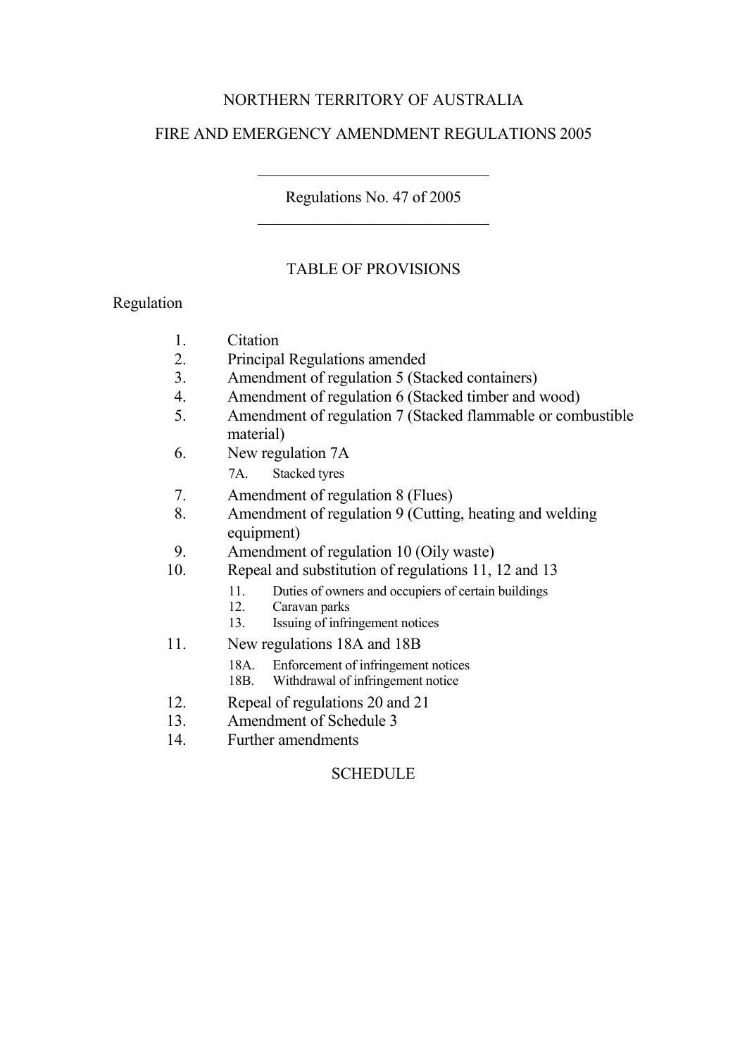NORTHERN TERRITORY OF AUSTRALIA

# FIRE AND EMERGENCY AMENDMENT REGULATIONS 2005

Regulations No. 47 of 2005

## TABLE OF PROVISIONS

Regulation

1. Citation
2. Principal Regulations amended
3. Amendment of regulation 5 (Stacked containers)
4. Amendment of regulation 6 (Stacked timber and wood)
5. Amendment of regulation 7 (Stacked flammable or combustible material)
6. New regulation 7A
   - 7A. Stacked tyres
7. Amendment of regulation 8 (Flues)
8. Amendment of regulation 9 (Cutting, heating and welding equipment)
9. Amendment of regulation 10 (Oily waste)
10. Repeal and substitution of regulations 11, 12 and 13
    - 11. Duties of owners and occupiers of certain buildings
    - 12. Caravan parks
    - 13. Issuing of infringement notices
11. New regulations 18A and 18B
    - 18A. Enforcement of infringement notices
    - 18B. Withdrawal of infringement notice
12. Repeal of regulations 20 and 21
13. Amendment of Schedule 3
14. Further amendments

SCHEDULE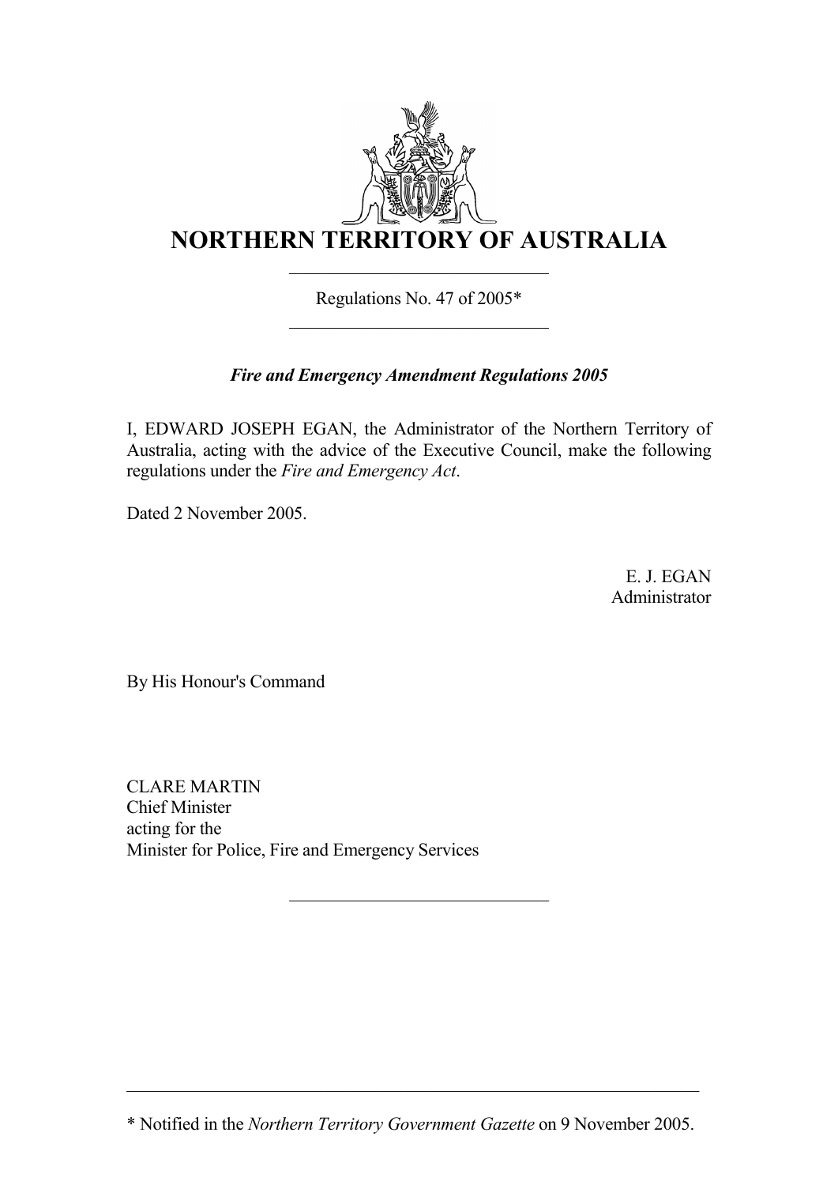# NORTHERN TERRITORY OF AUSTRALIA

Regulations No. 47 of 2005*

***Fire and Emergency Amendment Regulations 2005***

I, EDWARD JOSEPH EGAN, the Administrator of the Northern Territory of Australia, acting with the advice of the Executive Council, make the following regulations under the *Fire and Emergency Act*.

Dated 2 November 2005.

E. J. EGAN
Administrator

By His Honour's Command

CLARE MARTIN
Chief Minister
acting for the
Minister for Police, Fire and Emergency Services

---

\* Notified in the *Northern Territory Government Gazette* on 9 November 2005.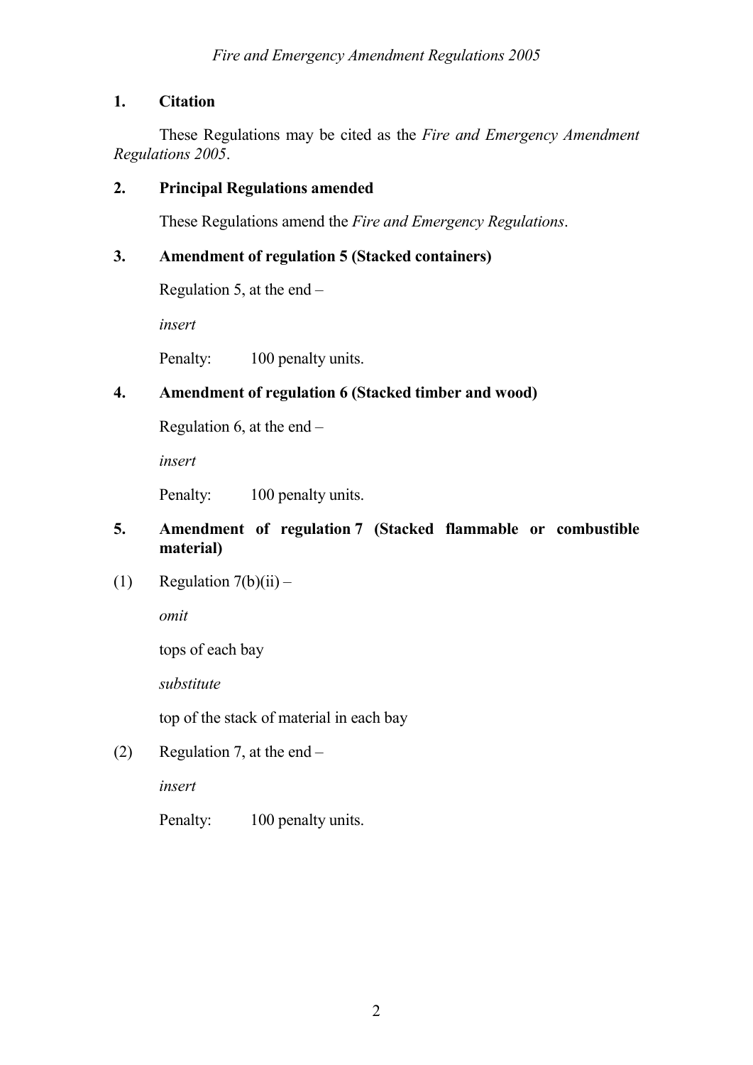## 1. Citation

These Regulations may be cited as the *Fire and Emergency Amendment Regulations 2005*.

## 2. Principal Regulations amended

These Regulations amend the *Fire and Emergency Regulations*.

## 3. Amendment of regulation 5 (Stacked containers)

Regulation 5, at the end –

*insert*

Penalty: 100 penalty units.

## 4. Amendment of regulation 6 (Stacked timber and wood)

Regulation 6, at the end –

*insert*

Penalty: 100 penalty units.

## 5. Amendment of regulation 7 (Stacked flammable or combustible material)

(1) Regulation 7(b)(ii) –

*omit*

tops of each bay

*substitute*

top of the stack of material in each bay

(2) Regulation 7, at the end –

*insert*

Penalty: 100 penalty units.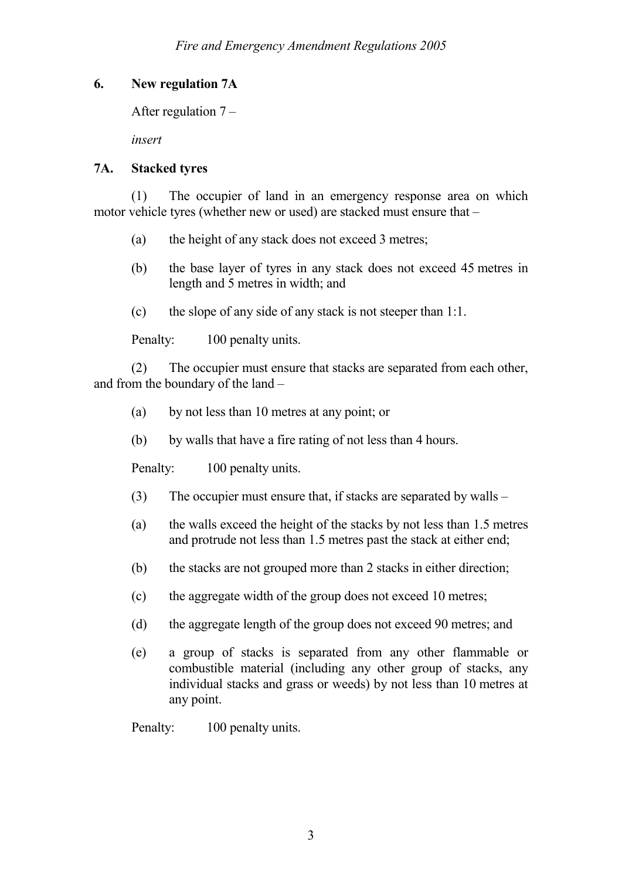## 6. New regulation 7A

After regulation 7 –

*insert*

### 7A. Stacked tyres

(1) The occupier of land in an emergency response area on which motor vehicle tyres (whether new or used) are stacked must ensure that –

(a) the height of any stack does not exceed 3 metres;

(b) the base layer of tyres in any stack does not exceed 45 metres in length and 5 metres in width; and

(c) the slope of any side of any stack is not steeper than 1:1.

Penalty: 100 penalty units.

(2) The occupier must ensure that stacks are separated from each other, and from the boundary of the land –

(a) by not less than 10 metres at any point; or

(b) by walls that have a fire rating of not less than 4 hours.

Penalty: 100 penalty units.

(3) The occupier must ensure that, if stacks are separated by walls –

(a) the walls exceed the height of the stacks by not less than 1.5 metres and protrude not less than 1.5 metres past the stack at either end;

(b) the stacks are not grouped more than 2 stacks in either direction;

(c) the aggregate width of the group does not exceed 10 metres;

(d) the aggregate length of the group does not exceed 90 metres; and

(e) a group of stacks is separated from any other flammable or combustible material (including any other group of stacks, any individual stacks and grass or weeds) by not less than 10 metres at any point.

Penalty: 100 penalty units.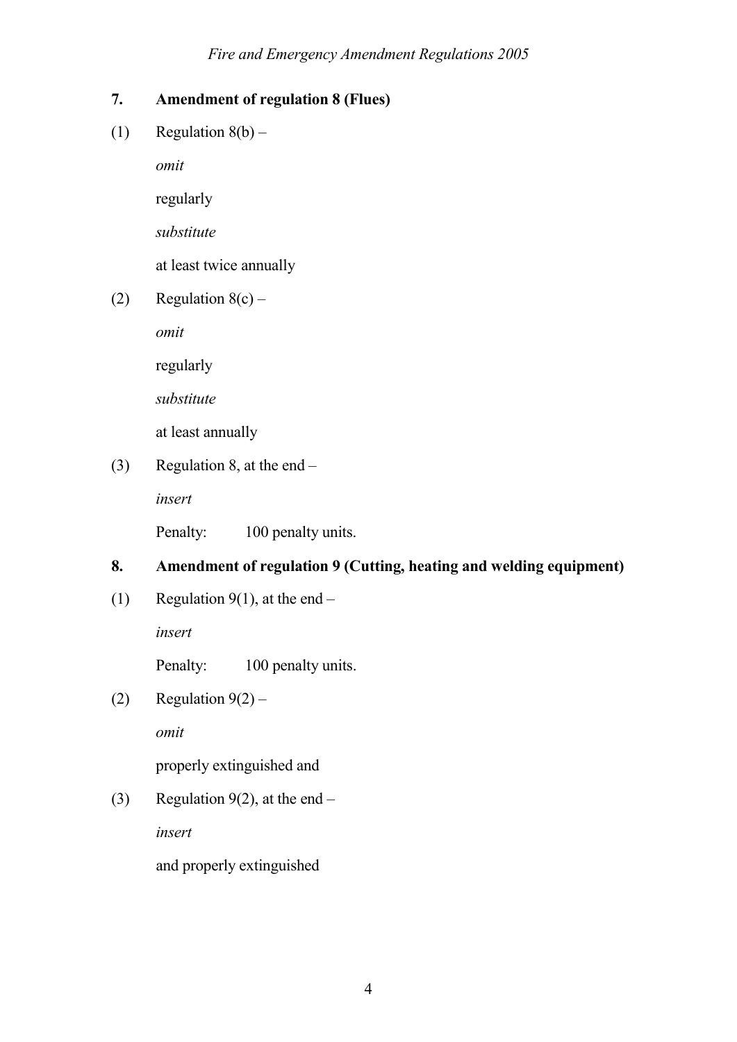**7. Amendment of regulation 8 (Flues)**

(1) Regulation 8(b) –

*omit*

regularly

*substitute*

at least twice annually

(2) Regulation 8(c) –

*omit*

regularly

*substitute*

at least annually

(3) Regulation 8, at the end –

*insert*

Penalty: 100 penalty units.

**8. Amendment of regulation 9 (Cutting, heating and welding equipment)**

(1) Regulation 9(1), at the end –

*insert*

Penalty: 100 penalty units.

(2) Regulation 9(2) –

*omit*

properly extinguished and

(3) Regulation 9(2), at the end –

*insert*

and properly extinguished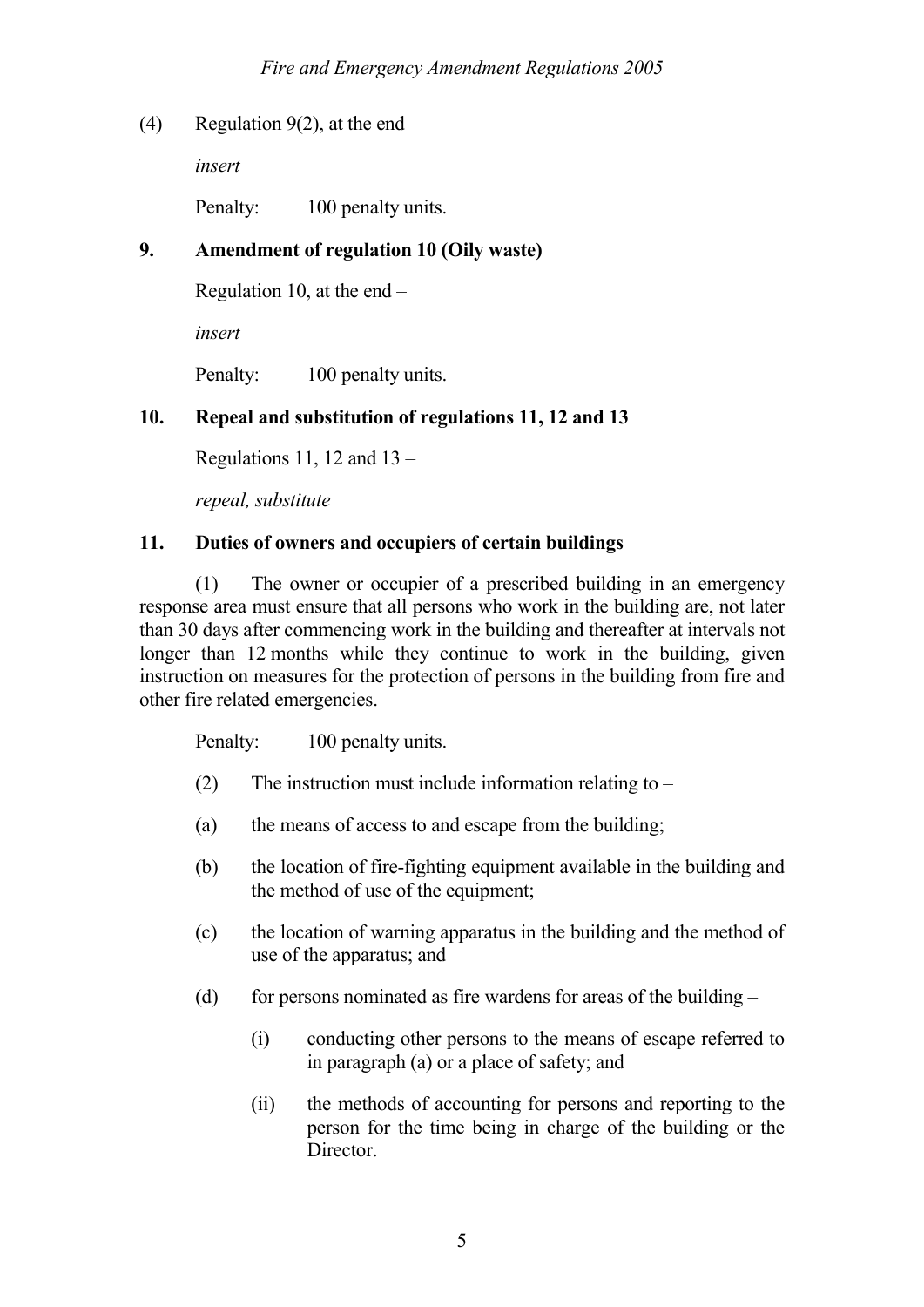(4) Regulation 9(2), at the end –

*insert*

Penalty: 100 penalty units.

### 9. Amendment of regulation 10 (Oily waste)

Regulation 10, at the end –

*insert*

Penalty: 100 penalty units.

### 10. Repeal and substitution of regulations 11, 12 and 13

Regulations 11, 12 and 13 –

*repeal, substitute*

### 11. Duties of owners and occupiers of certain buildings

(1) The owner or occupier of a prescribed building in an emergency response area must ensure that all persons who work in the building are, not later than 30 days after commencing work in the building and thereafter at intervals not longer than 12 months while they continue to work in the building, given instruction on measures for the protection of persons in the building from fire and other fire related emergencies.

Penalty: 100 penalty units.

(2) The instruction must include information relating to –

(a) the means of access to and escape from the building;

(b) the location of fire-fighting equipment available in the building and the method of use of the equipment;

(c) the location of warning apparatus in the building and the method of use of the apparatus; and

(d) for persons nominated as fire wardens for areas of the building –

(i) conducting other persons to the means of escape referred to in paragraph (a) or a place of safety; and

(ii) the methods of accounting for persons and reporting to the person for the time being in charge of the building or the Director.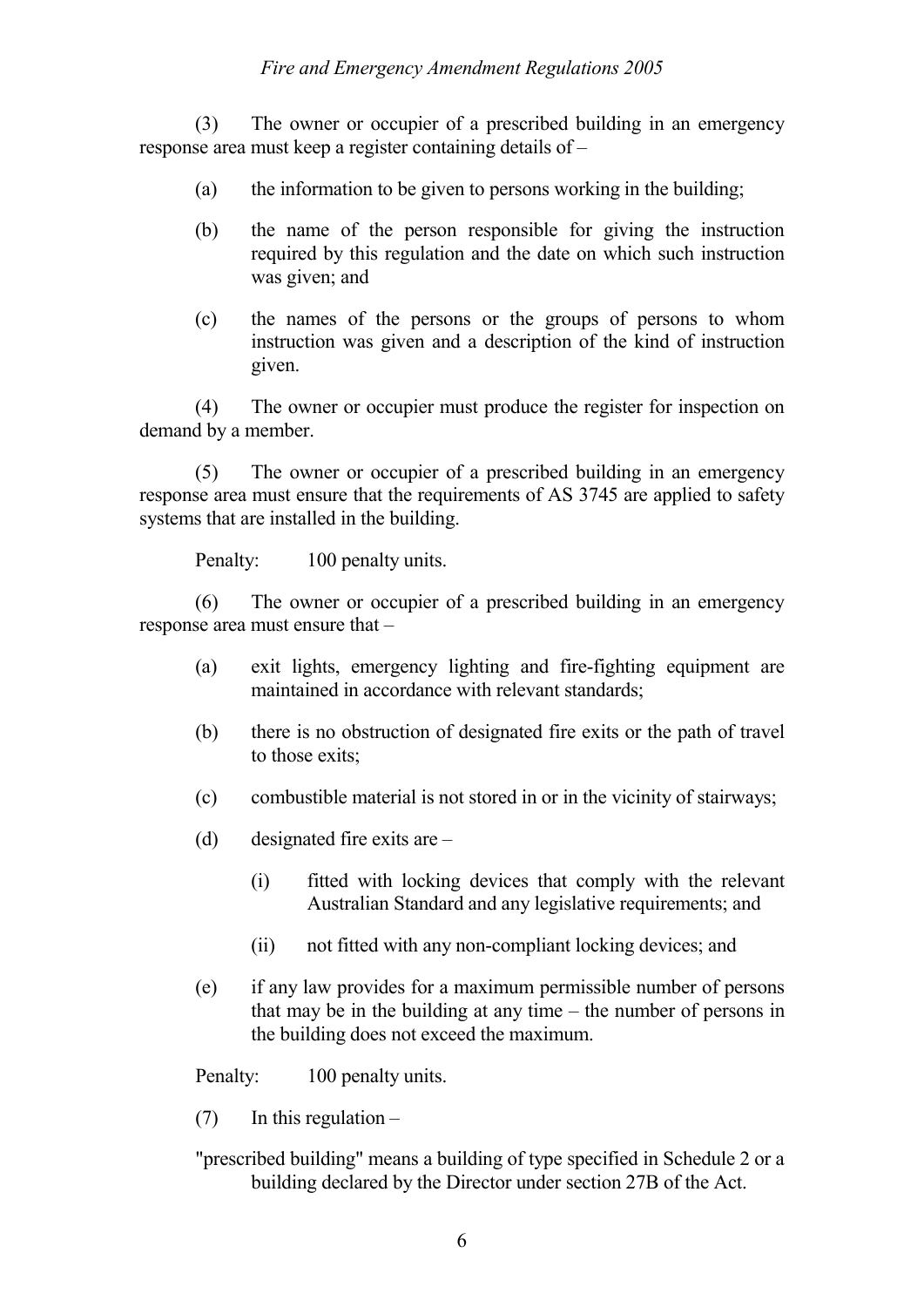(3) The owner or occupier of a prescribed building in an emergency response area must keep a register containing details of –

(a) the information to be given to persons working in the building;

(b) the name of the person responsible for giving the instruction required by this regulation and the date on which such instruction was given; and

(c) the names of the persons or the groups of persons to whom instruction was given and a description of the kind of instruction given.

(4) The owner or occupier must produce the register for inspection on demand by a member.

(5) The owner or occupier of a prescribed building in an emergency response area must ensure that the requirements of AS 3745 are applied to safety systems that are installed in the building.

Penalty: 100 penalty units.

(6) The owner or occupier of a prescribed building in an emergency response area must ensure that –

(a) exit lights, emergency lighting and fire-fighting equipment are maintained in accordance with relevant standards;

(b) there is no obstruction of designated fire exits or the path of travel to those exits;

(c) combustible material is not stored in or in the vicinity of stairways;

(d) designated fire exits are –

(i) fitted with locking devices that comply with the relevant Australian Standard and any legislative requirements; and

(ii) not fitted with any non-compliant locking devices; and

(e) if any law provides for a maximum permissible number of persons that may be in the building at any time – the number of persons in the building does not exceed the maximum.

Penalty: 100 penalty units.

(7) In this regulation –

"prescribed building" means a building of type specified in Schedule 2 or a building declared by the Director under section 27B of the Act.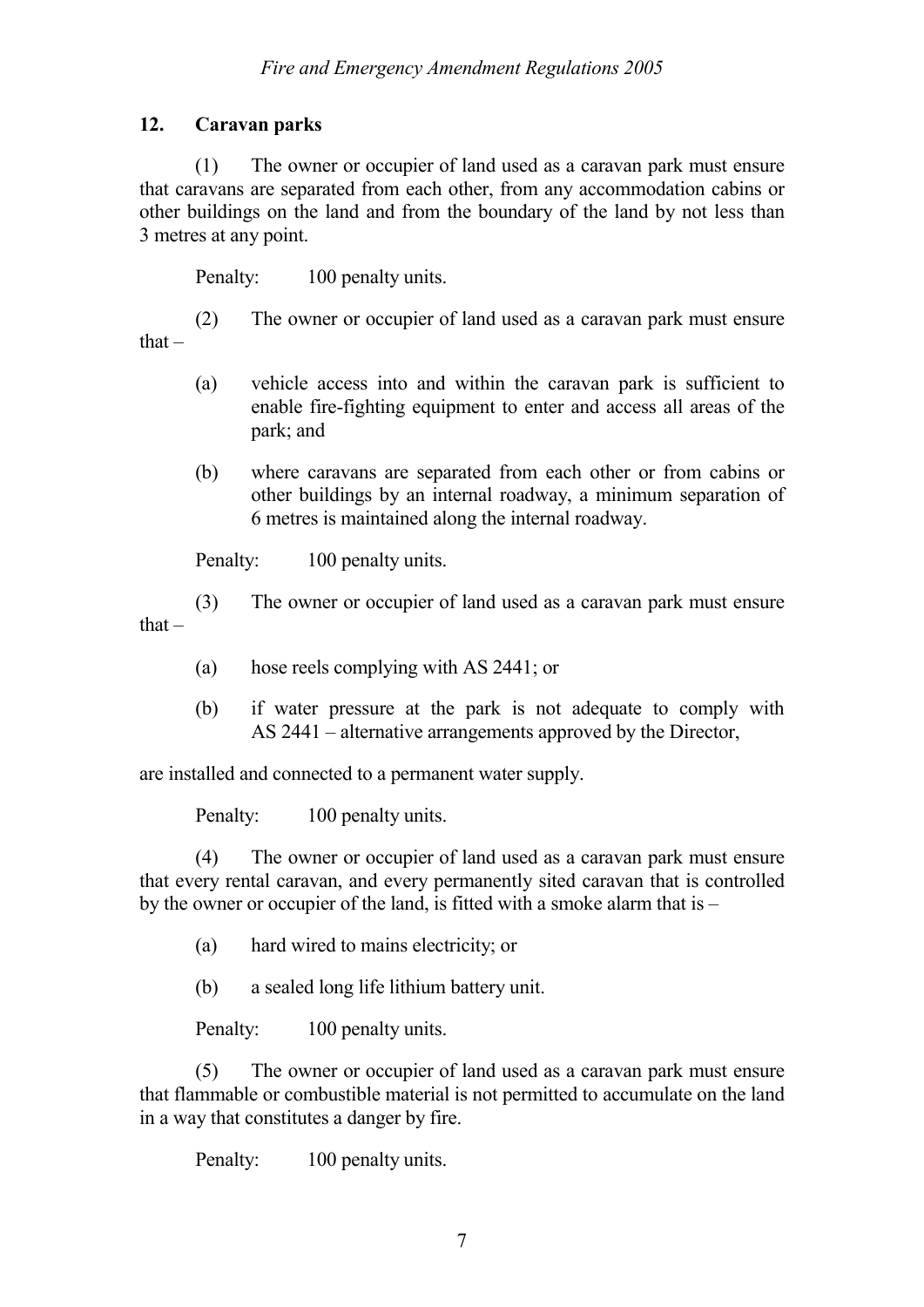### 12. Caravan parks

(1) The owner or occupier of land used as a caravan park must ensure that caravans are separated from each other, from any accommodation cabins or other buildings on the land and from the boundary of the land by not less than 3 metres at any point.

Penalty: 100 penalty units.

(2) The owner or occupier of land used as a caravan park must ensure that –

(a) vehicle access into and within the caravan park is sufficient to enable fire-fighting equipment to enter and access all areas of the park; and

(b) where caravans are separated from each other or from cabins or other buildings by an internal roadway, a minimum separation of 6 metres is maintained along the internal roadway.

Penalty: 100 penalty units.

(3) The owner or occupier of land used as a caravan park must ensure that –

(a) hose reels complying with AS 2441; or

(b) if water pressure at the park is not adequate to comply with AS 2441 – alternative arrangements approved by the Director,

are installed and connected to a permanent water supply.

Penalty: 100 penalty units.

(4) The owner or occupier of land used as a caravan park must ensure that every rental caravan, and every permanently sited caravan that is controlled by the owner or occupier of the land, is fitted with a smoke alarm that is –

(a) hard wired to mains electricity; or

(b) a sealed long life lithium battery unit.

Penalty: 100 penalty units.

(5) The owner or occupier of land used as a caravan park must ensure that flammable or combustible material is not permitted to accumulate on the land in a way that constitutes a danger by fire.

Penalty: 100 penalty units.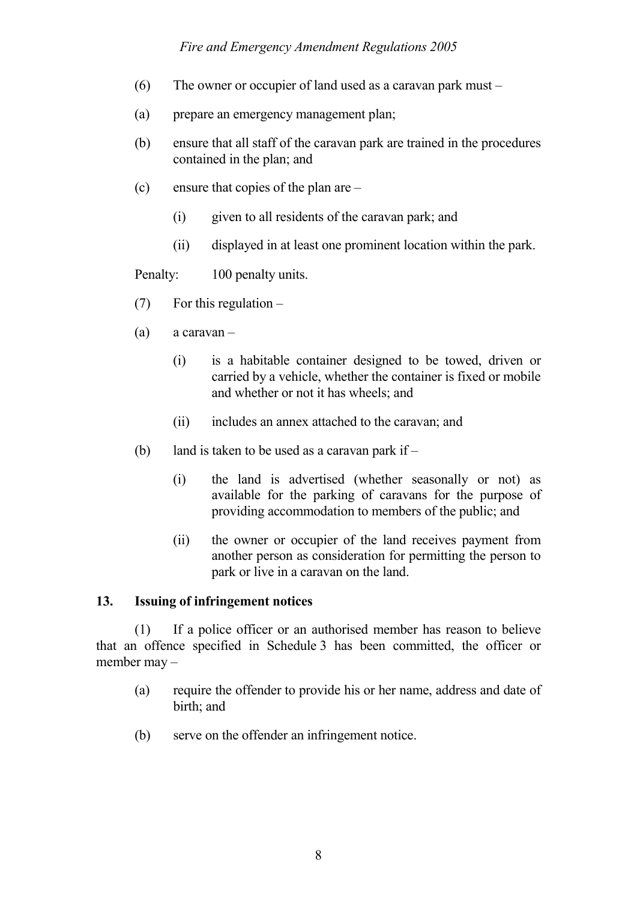(6) The owner or occupier of land used as a caravan park must –

(a) prepare an emergency management plan;

(b) ensure that all staff of the caravan park are trained in the procedures contained in the plan; and

(c) ensure that copies of the plan are –

(i) given to all residents of the caravan park; and

(ii) displayed in at least one prominent location within the park.

Penalty: 100 penalty units.

(7) For this regulation –

(a) a caravan –

(i) is a habitable container designed to be towed, driven or carried by a vehicle, whether the container is fixed or mobile and whether or not it has wheels; and

(ii) includes an annex attached to the caravan; and

(b) land is taken to be used as a caravan park if –

(i) the land is advertised (whether seasonally or not) as available for the parking of caravans for the purpose of providing accommodation to members of the public; and

(ii) the owner or occupier of the land receives payment from another person as consideration for permitting the person to park or live in a caravan on the land.

**13. Issuing of infringement notices**

(1) If a police officer or an authorised member has reason to believe that an offence specified in Schedule 3 has been committed, the officer or member may –

(a) require the offender to provide his or her name, address and date of birth; and

(b) serve on the offender an infringement notice.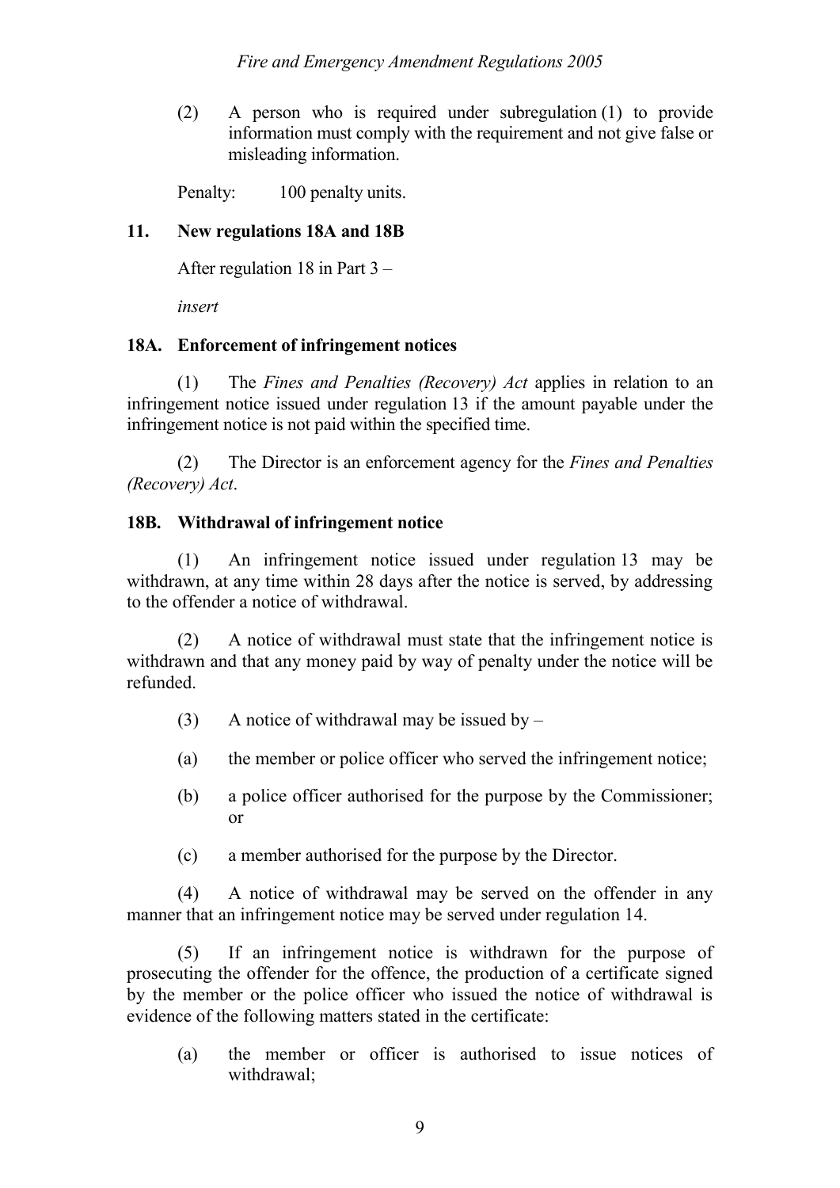(2) A person who is required under subregulation (1) to provide information must comply with the requirement and not give false or misleading information.

Penalty: 100 penalty units.

**11. New regulations 18A and 18B**

After regulation 18 in Part 3 –

*insert*

**18A. Enforcement of infringement notices**

(1) The *Fines and Penalties (Recovery) Act* applies in relation to an infringement notice issued under regulation 13 if the amount payable under the infringement notice is not paid within the specified time.

(2) The Director is an enforcement agency for the *Fines and Penalties (Recovery) Act*.

**18B. Withdrawal of infringement notice**

(1) An infringement notice issued under regulation 13 may be withdrawn, at any time within 28 days after the notice is served, by addressing to the offender a notice of withdrawal.

(2) A notice of withdrawal must state that the infringement notice is withdrawn and that any money paid by way of penalty under the notice will be refunded.

(3) A notice of withdrawal may be issued by –

(a) the member or police officer who served the infringement notice;

(b) a police officer authorised for the purpose by the Commissioner; or

(c) a member authorised for the purpose by the Director.

(4) A notice of withdrawal may be served on the offender in any manner that an infringement notice may be served under regulation 14.

(5) If an infringement notice is withdrawn for the purpose of prosecuting the offender for the offence, the production of a certificate signed by the member or the police officer who issued the notice of withdrawal is evidence of the following matters stated in the certificate:

(a) the member or officer is authorised to issue notices of withdrawal;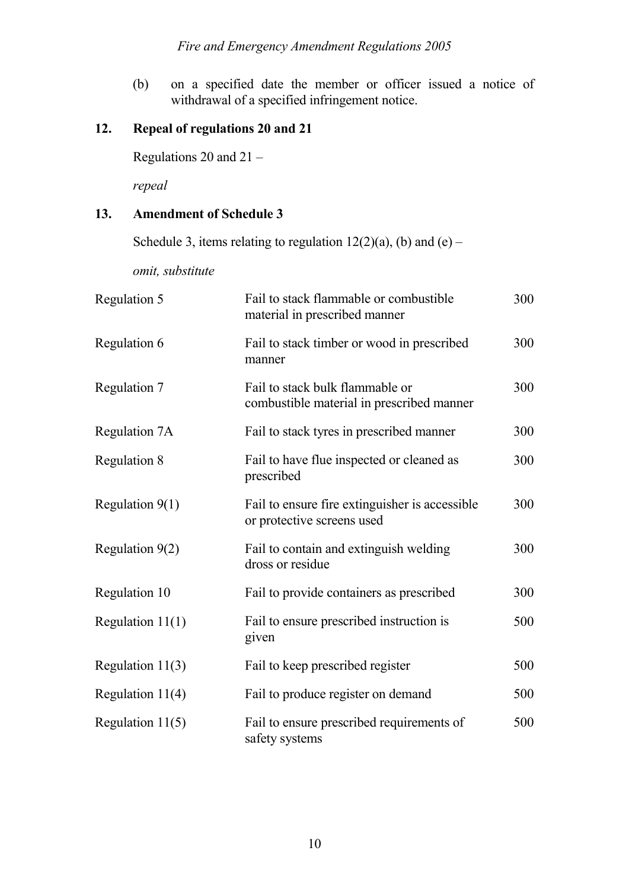(b) on a specified date the member or officer issued a notice of withdrawal of a specified infringement notice.

## 12. Repeal of regulations 20 and 21

Regulations 20 and 21 –

*repeal*

## 13. Amendment of Schedule 3

Schedule 3, items relating to regulation 12(2)(a), (b) and (e) –

*omit, substitute*

| | | |
|---|---|---|
| Regulation 5 | Fail to stack flammable or combustible material in prescribed manner | 300 |
| Regulation 6 | Fail to stack timber or wood in prescribed manner | 300 |
| Regulation 7 | Fail to stack bulk flammable or combustible material in prescribed manner | 300 |
| Regulation 7A | Fail to stack tyres in prescribed manner | 300 |
| Regulation 8 | Fail to have flue inspected or cleaned as prescribed | 300 |
| Regulation 9(1) | Fail to ensure fire extinguisher is accessible or protective screens used | 300 |
| Regulation 9(2) | Fail to contain and extinguish welding dross or residue | 300 |
| Regulation 10 | Fail to provide containers as prescribed | 300 |
| Regulation 11(1) | Fail to ensure prescribed instruction is given | 500 |
| Regulation 11(3) | Fail to keep prescribed register | 500 |
| Regulation 11(4) | Fail to produce register on demand | 500 |
| Regulation 11(5) | Fail to ensure prescribed requirements of safety systems | 500 |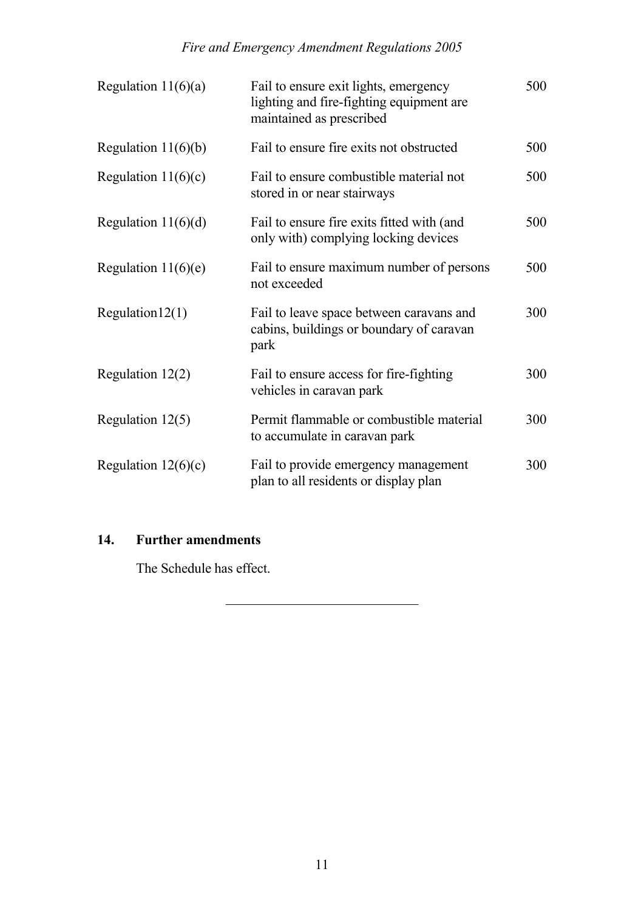| | | |
|---|---|---|
| Regulation 11(6)(a) | Fail to ensure exit lights, emergency lighting and fire-fighting equipment are maintained as prescribed | 500 |
| Regulation 11(6)(b) | Fail to ensure fire exits not obstructed | 500 |
| Regulation 11(6)(c) | Fail to ensure combustible material not stored in or near stairways | 500 |
| Regulation 11(6)(d) | Fail to ensure fire exits fitted with (and only with) complying locking devices | 500 |
| Regulation 11(6)(e) | Fail to ensure maximum number of persons not exceeded | 500 |
| Regulation12(1) | Fail to leave space between caravans and cabins, buildings or boundary of caravan park | 300 |
| Regulation 12(2) | Fail to ensure access for fire-fighting vehicles in caravan park | 300 |
| Regulation 12(5) | Permit flammable or combustible material to accumulate in caravan park | 300 |
| Regulation 12(6)(c) | Fail to provide emergency management plan to all residents or display plan | 300 |

**14. Further amendments**

The Schedule has effect.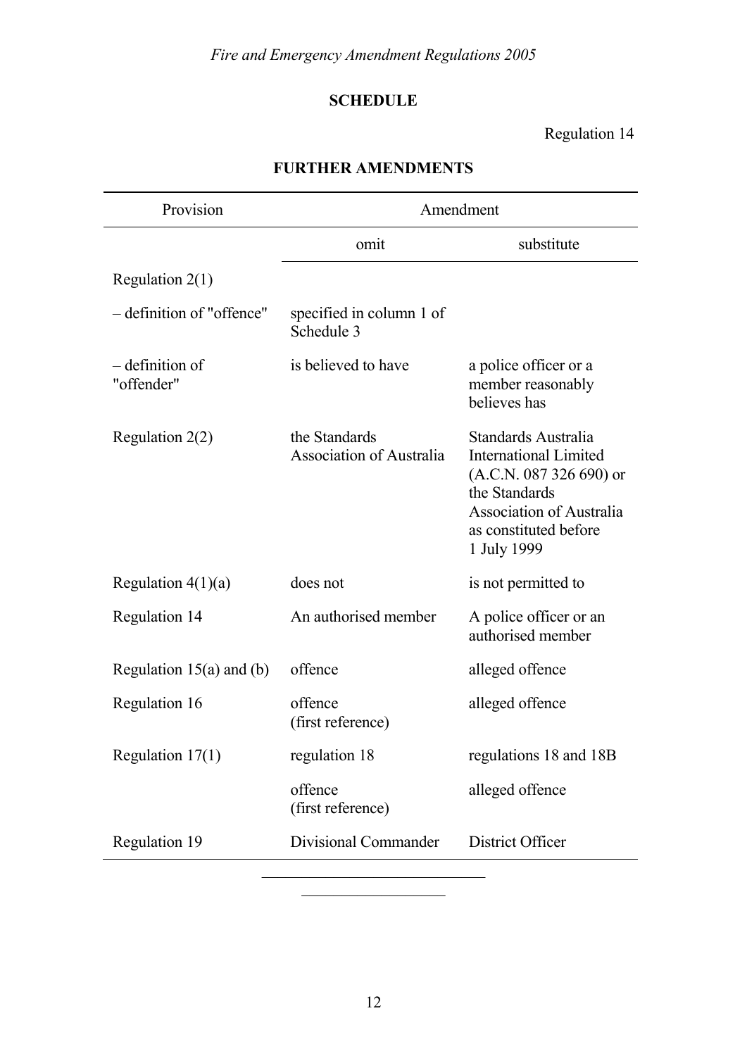## SCHEDULE

Regulation 14

### FURTHER AMENDMENTS

| Provision | Amendment | |
|---|---|---|
| | omit | substitute |
| Regulation 2(1) | | |
| – definition of "offence" | specified in column 1 of Schedule 3 | |
| – definition of "offender" | is believed to have | a police officer or a member reasonably believes has |
| Regulation 2(2) | the Standards Association of Australia | Standards Australia International Limited (A.C.N. 087 326 690) or the Standards Association of Australia as constituted before 1 July 1999 |
| Regulation 4(1)(a) | does not | is not permitted to |
| Regulation 14 | An authorised member | A police officer or an authorised member |
| Regulation 15(a) and (b) | offence | alleged offence |
| Regulation 16 | offence (first reference) | alleged offence |
| Regulation 17(1) | regulation 18 | regulations 18 and 18B |
| | offence (first reference) | alleged offence |
| Regulation 19 | Divisional Commander | District Officer |